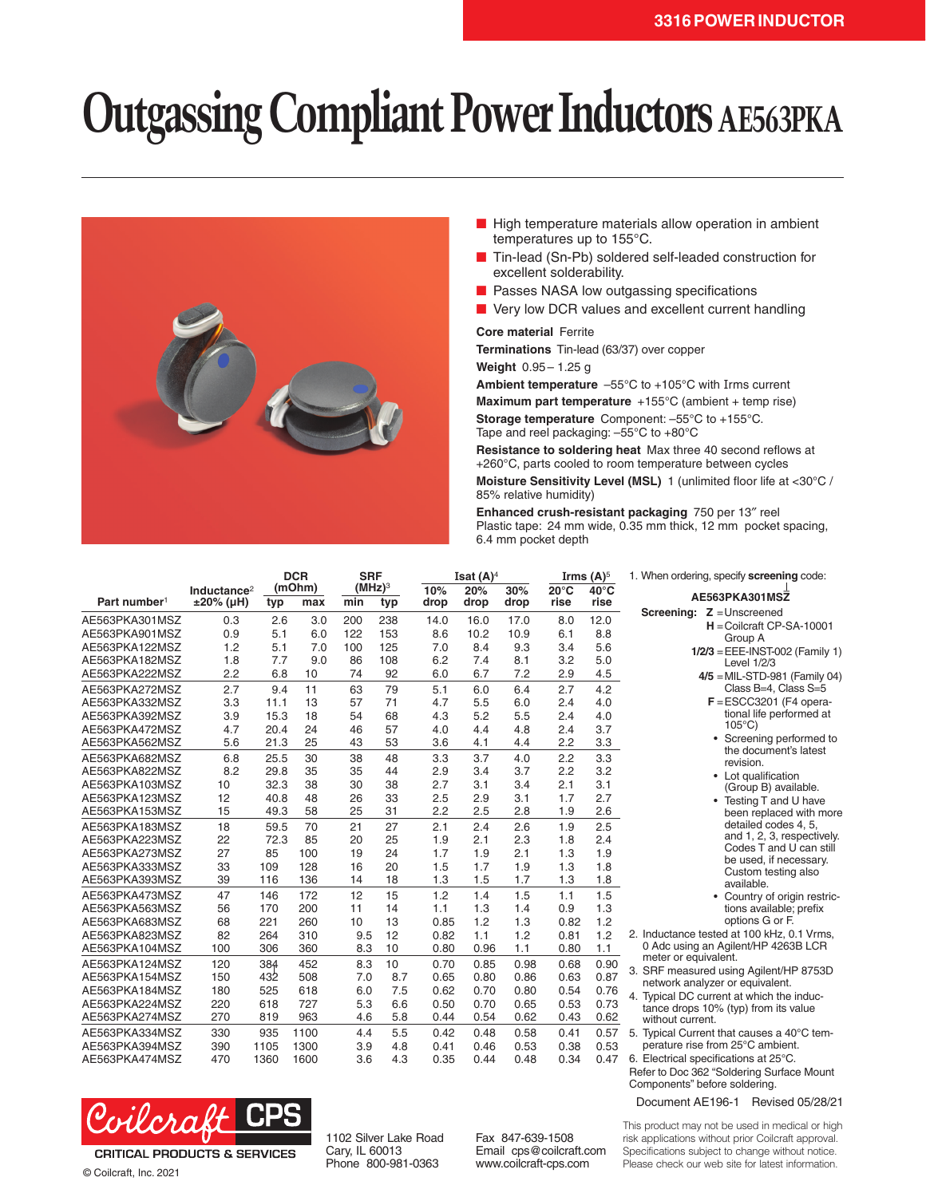3316 POWER INDUCTOR

# Outgassing Compliant Power Inductors AE563PKA

- High temperature materials allow operation in ambient temperatures up to 155°C.
- Tin-lead (Sn-Pb) soldered self-leaded construction for excellent solderability.
- Passes NASA low outgassing specifications
- Very low DCR values and excellent current handling

**Core material** Ferrite

**Terminations** Tin-lead (63/37) over copper

**Weight** 0.95 – 1.25 g

**Ambient temperature** –55°C to +105°C with Irms current

**Maximum part temperature** +155°C (ambient + temp rise)

**Storage temperature** Component: –55°C to +155°C. Tape and reel packaging: –55°C to +80°C

**Resistance to soldering heat** Max three 40 second reflows at +260°C, parts cooled to room temperature between cycles

**Moisture Sensitivity Level (MSL)** 1 (unlimited floor life at <30°C / 85% relative humidity)

**Enhanced crush-resistant packaging** 750 per 13″ reel
Plastic tape: 24 mm wide, 0.35 mm thick, 12 mm pocket spacing, 6.4 mm pocket depth

| Part number[1] | Inductance[2] ±20% (µH) | DCR (mOhm) typ | DCR (mOhm) max | SRF (MHz)[3] min | SRF (MHz)[3] typ | Isat (A)[4] 10% drop | Isat (A)[4] 20% drop | Isat (A)[4] 30% drop | Irms (A)[5] 20°C rise | Irms (A)[5] 40°C rise |
|---|---|---|---|---|---|---|---|---|---|---|
| AE563PKA301MSZ | 0.3 | 2.6 | 3.0 | 200 | 238 | 14.0 | 16.0 | 17.0 | 8.0 | 12.0 |
| AE563PKA901MSZ | 0.9 | 5.1 | 6.0 | 122 | 153 | 8.6 | 10.2 | 10.9 | 6.1 | 8.8 |
| AE563PKA122MSZ | 1.2 | 5.1 | 7.0 | 100 | 125 | 7.0 | 8.4 | 9.3 | 3.4 | 5.6 |
| AE563PKA182MSZ | 1.8 | 7.7 | 9.0 | 86 | 108 | 6.2 | 7.4 | 8.1 | 3.2 | 5.0 |
| AE563PKA222MSZ | 2.2 | 6.8 | 10 | 74 | 92 | 6.0 | 6.7 | 7.2 | 2.9 | 4.5 |
| AE563PKA272MSZ | 2.7 | 9.4 | 11 | 63 | 79 | 5.1 | 6.0 | 6.4 | 2.7 | 4.2 |
| AE563PKA332MSZ | 3.3 | 11.1 | 13 | 57 | 71 | 4.7 | 5.5 | 6.0 | 2.4 | 4.0 |
| AE563PKA392MSZ | 3.9 | 15.3 | 18 | 54 | 68 | 4.3 | 5.2 | 5.5 | 2.4 | 4.0 |
| AE563PKA472MSZ | 4.7 | 20.4 | 24 | 46 | 57 | 4.0 | 4.4 | 4.8 | 2.4 | 3.7 |
| AE563PKA562MSZ | 5.6 | 21.3 | 25 | 43 | 53 | 3.6 | 4.1 | 4.4 | 2.2 | 3.3 |
| AE563PKA682MSZ | 6.8 | 25.5 | 30 | 38 | 48 | 3.3 | 3.7 | 4.0 | 2.2 | 3.3 |
| AE563PKA822MSZ | 8.2 | 29.8 | 35 | 35 | 44 | 2.9 | 3.4 | 3.7 | 2.2 | 3.2 |
| AE563PKA103MSZ | 10 | 32.3 | 38 | 30 | 38 | 2.7 | 3.1 | 3.4 | 2.1 | 3.1 |
| AE563PKA123MSZ | 12 | 40.8 | 48 | 26 | 33 | 2.5 | 2.9 | 3.1 | 1.7 | 2.7 |
| AE563PKA153MSZ | 15 | 49.3 | 58 | 25 | 31 | 2.2 | 2.5 | 2.8 | 1.9 | 2.6 |
| AE563PKA183MSZ | 18 | 59.5 | 70 | 21 | 27 | 2.1 | 2.4 | 2.6 | 1.9 | 2.5 |
| AE563PKA223MSZ | 22 | 72.3 | 85 | 20 | 25 | 1.9 | 2.1 | 2.3 | 1.8 | 2.4 |
| AE563PKA273MSZ | 27 | 85 | 100 | 19 | 24 | 1.7 | 1.9 | 2.1 | 1.3 | 1.9 |
| AE563PKA333MSZ | 33 | 109 | 128 | 16 | 20 | 1.5 | 1.7 | 1.9 | 1.3 | 1.8 |
| AE563PKA393MSZ | 39 | 116 | 136 | 14 | 18 | 1.3 | 1.5 | 1.7 | 1.3 | 1.8 |
| AE563PKA473MSZ | 47 | 146 | 172 | 12 | 15 | 1.2 | 1.4 | 1.5 | 1.1 | 1.5 |
| AE563PKA563MSZ | 56 | 170 | 200 | 11 | 14 | 1.1 | 1.3 | 1.4 | 0.9 | 1.3 |
| AE563PKA683MSZ | 68 | 221 | 260 | 10 | 13 | 0.85 | 1.2 | 1.3 | 0.82 | 1.2 |
| AE563PKA823MSZ | 82 | 264 | 310 | 9.5 | 12 | 0.82 | 1.1 | 1.2 | 0.81 | 1.2 |
| AE563PKA104MSZ | 100 | 306 | 360 | 8.3 | 10 | 0.80 | 0.96 | 1.1 | 0.80 | 1.1 |
| AE563PKA124MSZ | 120 | 384 | 452 | 8.3 | 10 | 0.70 | 0.85 | 0.98 | 0.68 | 0.90 |
| AE563PKA154MSZ | 150 | 432 | 508 | 7.0 | 8.7 | 0.65 | 0.80 | 0.86 | 0.63 | 0.87 |
| AE563PKA184MSZ | 180 | 525 | 618 | 6.0 | 7.5 | 0.62 | 0.70 | 0.80 | 0.54 | 0.76 |
| AE563PKA224MSZ | 220 | 618 | 727 | 5.3 | 6.6 | 0.50 | 0.70 | 0.65 | 0.53 | 0.73 |
| AE563PKA274MSZ | 270 | 819 | 963 | 4.6 | 5.8 | 0.44 | 0.54 | 0.62 | 0.43 | 0.62 |
| AE563PKA334MSZ | 330 | 935 | 1100 | 4.4 | 5.5 | 0.42 | 0.48 | 0.58 | 0.41 | 0.57 |
| AE563PKA394MSZ | 390 | 1105 | 1300 | 3.9 | 4.8 | 0.41 | 0.46 | 0.53 | 0.38 | 0.53 |
| AE563PKA474MSZ | 470 | 1360 | 1600 | 3.6 | 4.3 | 0.35 | 0.44 | 0.48 | 0.34 | 0.47 |

1. When ordering, specify **screening** code:
   **AE563PKA301MSZ**
   **Screening:**
   - **Z** = Unscreened
   - **H** = Coilcraft CP-SA-10001 Group A
   - **1/2/3** = EEE-INST-002 (Family 1) Level 1/2/3
   - **4/5** = MIL-STD-981 (Family 04) Class B=4, Class S=5
   - **F** = ESCC3201 (F4 operational life performed at 105°C)
   - Screening performed to the document's latest revision.
   - Lot qualification (Group B) available.
   - Testing T and U have been replaced with more detailed codes 4, 5, and 1, 2, 3, respectively. Codes T and U can still be used, if necessary. Custom testing also available.
   - Country of origin restrictions available; prefix options G or F.
2. Inductance tested at 100 kHz, 0.1 Vrms, 0 Adc using an Agilent/HP 4263B LCR meter or equivalent.
3. SRF measured using Agilent/HP 8753D network analyzer or equivalent.
4. Typical DC current at which the inductance drops 10% (typ) from its value without current.
5. Typical Current that causes a 40°C temperature rise from 25°C ambient.
6. Electrical specifications at 25°C.

Refer to Doc 362 "Soldering Surface Mount Components" before soldering.

Document AE196-1 Revised 05/28/21

Coilcraft CPS
CRITICAL PRODUCTS & SERVICES
© Coilcraft, Inc. 2021

1102 Silver Lake Road
Cary, IL 60013
Phone 800-981-0363

Fax 847-639-1508
Email cps@coilcraft.com
www.coilcraft-cps.com

This product may not be used in medical or high risk applications without prior Coilcraft approval. Specifications subject to change without notice. Please check our web site for latest information.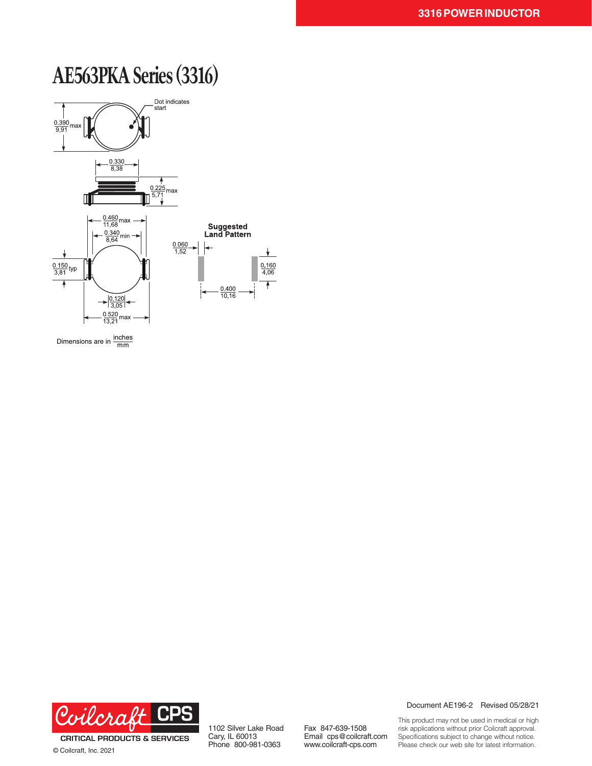# AE563PKA Series (3316)

Dot indicates start

0.390 / 9,91 max

0.330 / 8,38

0.225 / 5,71 max

0.460 / 11,68 max

0.340 / 8,64 min

0.150 / 3,81 typ

0.120 / 3,05

0.520 / 13,21 max

**Suggested Land Pattern**

0.060 / 1,52

0.160 / 4,06

0.400 / 10,16

Dimensions are in inches / mm

Document AE196-2 Revised 05/28/21

CRITICAL PRODUCTS & SERVICES

© Coilcraft, Inc. 2021

1102 Silver Lake Road
Cary, IL 60013
Phone 800-981-0363

Fax 847-639-1508
Email cps@coilcraft.com
www.coilcraft-cps.com

This product may not be used in medical or high risk applications without prior Coilcraft approval. Specifications subject to change without notice. Please check our web site for latest information.